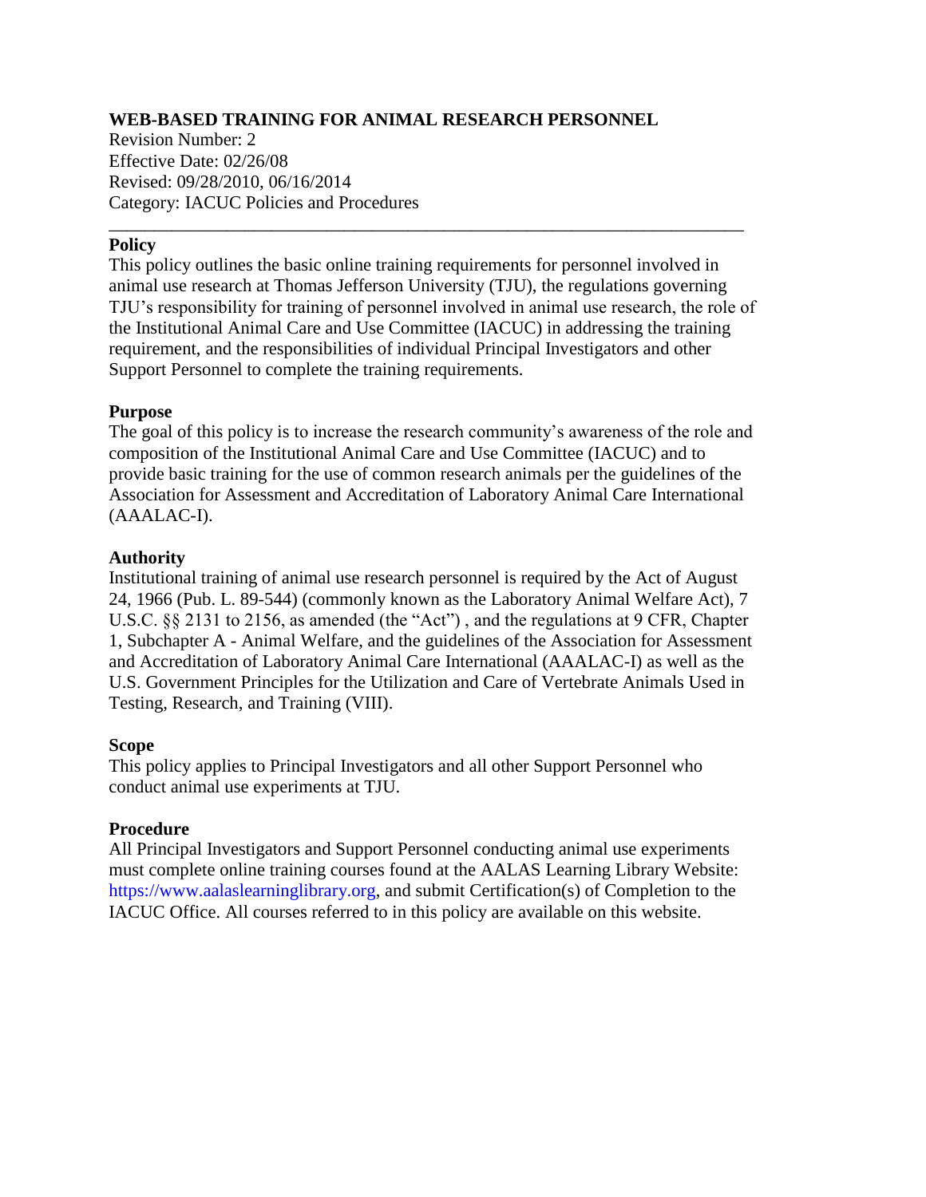# WEB-BASED TRAINING FOR ANIMAL RESEARCH PERSONNEL

Revision Number: 2
Effective Date: 02/26/08
Revised: 09/28/2010, 06/16/2014
Category: IACUC Policies and Procedures

---

## Policy

This policy outlines the basic online training requirements for personnel involved in animal use research at Thomas Jefferson University (TJU), the regulations governing TJU's responsibility for training of personnel involved in animal use research, the role of the Institutional Animal Care and Use Committee (IACUC) in addressing the training requirement, and the responsibilities of individual Principal Investigators and other Support Personnel to complete the training requirements.

## Purpose

The goal of this policy is to increase the research community's awareness of the role and composition of the Institutional Animal Care and Use Committee (IACUC) and to provide basic training for the use of common research animals per the guidelines of the Association for Assessment and Accreditation of Laboratory Animal Care International (AAALAC-I).

## Authority

Institutional training of animal use research personnel is required by the Act of August 24, 1966 (Pub. L. 89-544) (commonly known as the Laboratory Animal Welfare Act), 7 U.S.C. §§ 2131 to 2156, as amended (the "Act") , and the regulations at 9 CFR, Chapter 1, Subchapter A - Animal Welfare, and the guidelines of the Association for Assessment and Accreditation of Laboratory Animal Care International (AAALAC-I) as well as the U.S. Government Principles for the Utilization and Care of Vertebrate Animals Used in Testing, Research, and Training (VIII).

## Scope

This policy applies to Principal Investigators and all other Support Personnel who conduct animal use experiments at TJU.

## Procedure

All Principal Investigators and Support Personnel conducting animal use experiments must complete online training courses found at the AALAS Learning Library Website: https://www.aalaslearninglibrary.org, and submit Certification(s) of Completion to the IACUC Office. All courses referred to in this policy are available on this website.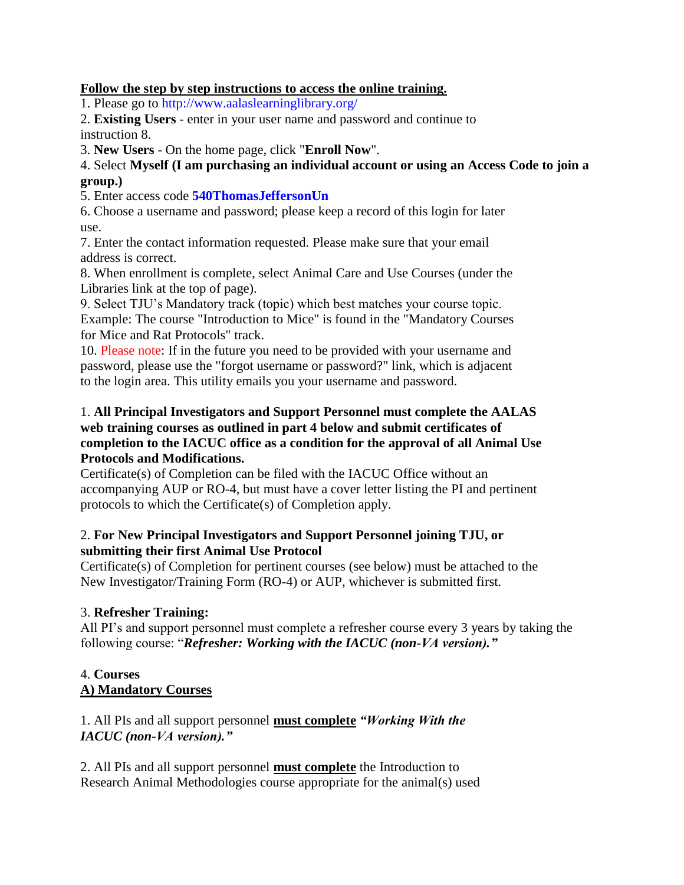**Follow the step by step instructions to access the online training.**

1. Please go to http://www.aalaslearninglibrary.org/
2. **Existing Users** - enter in your user name and password and continue to instruction 8.
3. **New Users** - On the home page, click "**Enroll Now**".
4. Select **Myself (I am purchasing an individual account or using an Access Code to join a group.)**
5. Enter access code **540ThomasJeffersonUn**
6. Choose a username and password; please keep a record of this login for later use.
7. Enter the contact information requested. Please make sure that your email address is correct.
8. When enrollment is complete, select Animal Care and Use Courses (under the Libraries link at the top of page).
9. Select TJU's Mandatory track (topic) which best matches your course topic. Example: The course "Introduction to Mice" is found in the "Mandatory Courses for Mice and Rat Protocols" track.
10. Please note: If in the future you need to be provided with your username and password, please use the "forgot username or password?" link, which is adjacent to the login area. This utility emails you your username and password.

1. **All Principal Investigators and Support Personnel must complete the AALAS web training courses as outlined in part 4 below and submit certificates of completion to the IACUC office as a condition for the approval of all Animal Use Protocols and Modifications.**

Certificate(s) of Completion can be filed with the IACUC Office without an accompanying AUP or RO-4, but must have a cover letter listing the PI and pertinent protocols to which the Certificate(s) of Completion apply.

2. **For New Principal Investigators and Support Personnel joining TJU, or submitting their first Animal Use Protocol**

Certificate(s) of Completion for pertinent courses (see below) must be attached to the New Investigator/Training Form (RO-4) or AUP, whichever is submitted first.

3. **Refresher Training:**

All PI's and support personnel must complete a refresher course every 3 years by taking the following course: "***Refresher: Working with the IACUC (non-VA version).***"

4. **Courses**

**A) Mandatory Courses**

1. All PIs and all support personnel **must complete** ***"Working With the IACUC (non-VA version)."***

2. All PIs and all support personnel **must complete** the Introduction to Research Animal Methodologies course appropriate for the animal(s) used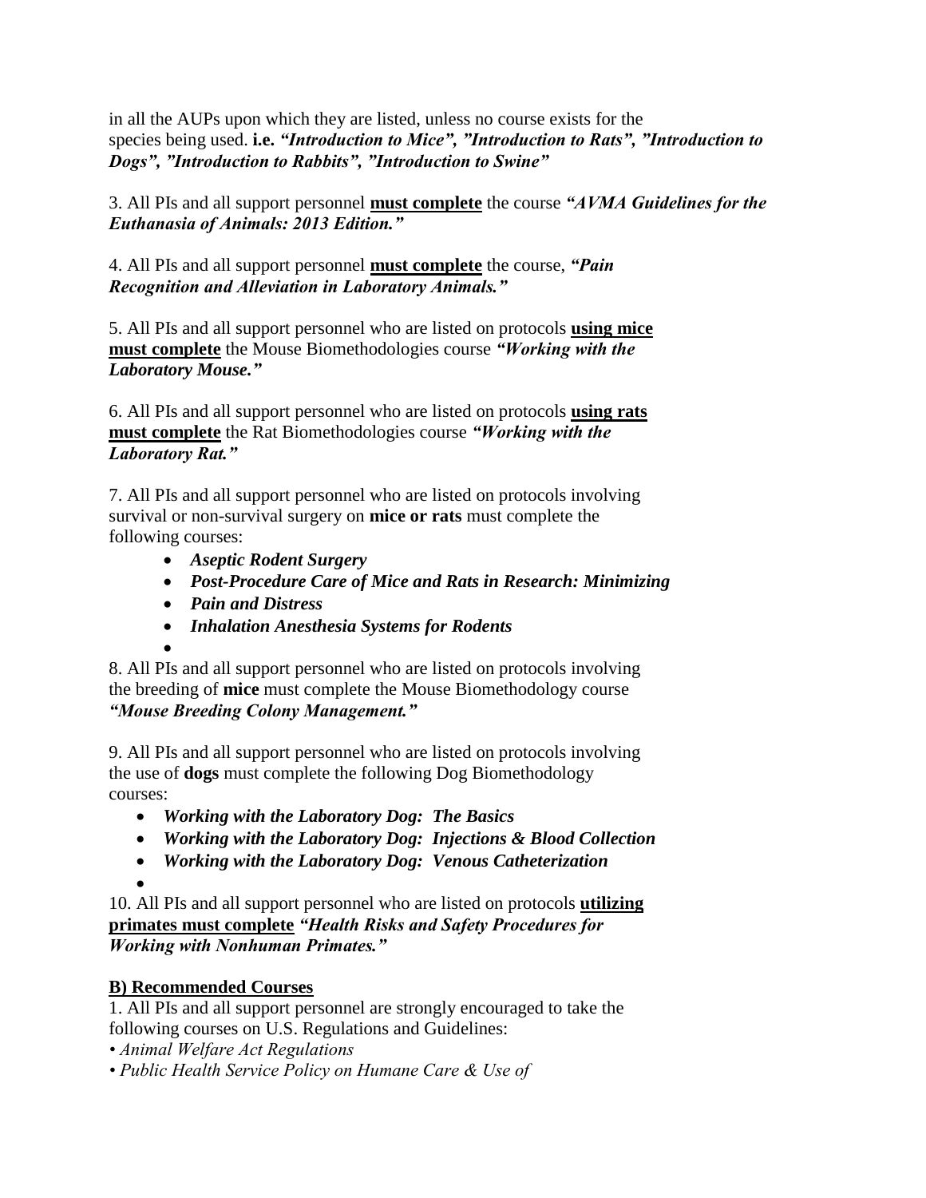in all the AUPs upon which they are listed, unless no course exists for the species being used. **i.e.** ***"Introduction to Mice", "Introduction to Rats", "Introduction to Dogs", "Introduction to Rabbits", "Introduction to Swine"***

3. All PIs and all support personnel **<u>must complete</u>** the course ***"AVMA Guidelines for the Euthanasia of Animals: 2013 Edition."***

4. All PIs and all support personnel **<u>must complete</u>** the course, ***"Pain Recognition and Alleviation in Laboratory Animals."***

5. All PIs and all support personnel who are listed on protocols **<u>using mice must complete</u>** the Mouse Biomethodologies course ***"Working with the Laboratory Mouse."***

6. All PIs and all support personnel who are listed on protocols **<u>using rats must complete</u>** the Rat Biomethodologies course ***"Working with the Laboratory Rat."***

7. All PIs and all support personnel who are listed on protocols involving survival or non-survival surgery on **mice or rats** must complete the following courses:

- ***Aseptic Rodent Surgery***
- ***Post-Procedure Care of Mice and Rats in Research: Minimizing***
- ***Pain and Distress***
- ***Inhalation Anesthesia Systems for Rodents***
-

8. All PIs and all support personnel who are listed on protocols involving the breeding of **mice** must complete the Mouse Biomethodology course ***"Mouse Breeding Colony Management."***

9. All PIs and all support personnel who are listed on protocols involving the use of **dogs** must complete the following Dog Biomethodology courses:

- ***Working with the Laboratory Dog: The Basics***
- ***Working with the Laboratory Dog: Injections & Blood Collection***
- ***Working with the Laboratory Dog: Venous Catheterization***
-

10. All PIs and all support personnel who are listed on protocols **<u>utilizing primates must complete</u>** ***"Health Risks and Safety Procedures for Working with Nonhuman Primates."***

**<u>B) Recommended Courses</u>**

1. All PIs and all support personnel are strongly encouraged to take the following courses on U.S. Regulations and Guidelines:

- *Animal Welfare Act Regulations*
- *Public Health Service Policy on Humane Care & Use of*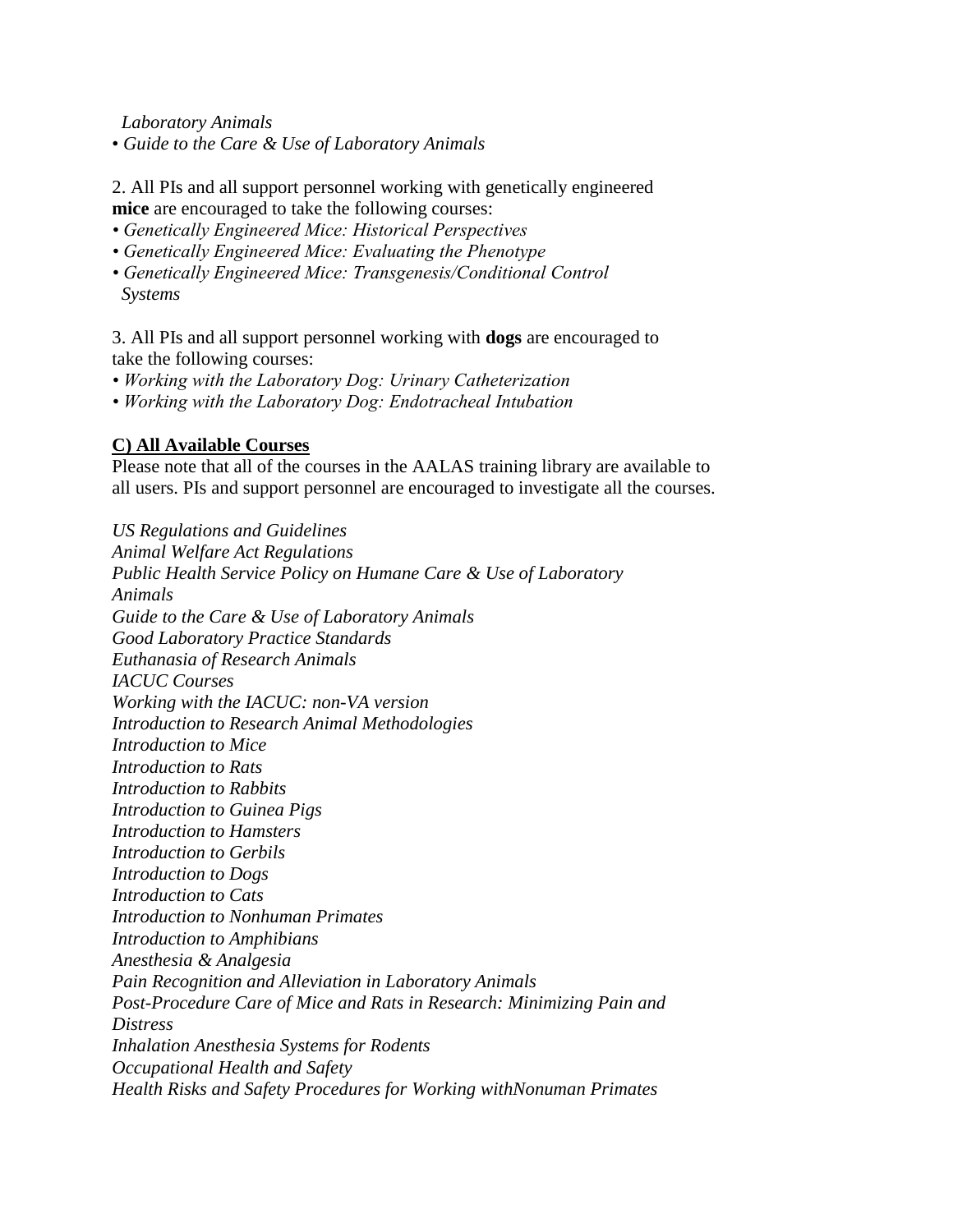*Laboratory Animals*
- *Guide to the Care & Use of Laboratory Animals*

2. All PIs and all support personnel working with genetically engineered **mice** are encouraged to take the following courses:
- *Genetically Engineered Mice: Historical Perspectives*
- *Genetically Engineered Mice: Evaluating the Phenotype*
- *Genetically Engineered Mice: Transgenesis/Conditional Control Systems*

3. All PIs and all support personnel working with **dogs** are encouraged to take the following courses:
- *Working with the Laboratory Dog: Urinary Catheterization*
- *Working with the Laboratory Dog: Endotracheal Intubation*

**C) All Available Courses**

Please note that all of the courses in the AALAS training library are available to all users. PIs and support personnel are encouraged to investigate all the courses.

*US Regulations and Guidelines*
*Animal Welfare Act Regulations*
*Public Health Service Policy on Humane Care & Use of Laboratory Animals*
*Guide to the Care & Use of Laboratory Animals*
*Good Laboratory Practice Standards*
*Euthanasia of Research Animals*
*IACUC Courses*
*Working with the IACUC: non-VA version*
*Introduction to Research Animal Methodologies*
*Introduction to Mice*
*Introduction to Rats*
*Introduction to Rabbits*
*Introduction to Guinea Pigs*
*Introduction to Hamsters*
*Introduction to Gerbils*
*Introduction to Dogs*
*Introduction to Cats*
*Introduction to Nonhuman Primates*
*Introduction to Amphibians*
*Anesthesia & Analgesia*
*Pain Recognition and Alleviation in Laboratory Animals*
*Post-Procedure Care of Mice and Rats in Research: Minimizing Pain and Distress*
*Inhalation Anesthesia Systems for Rodents*
*Occupational Health and Safety*
*Health Risks and Safety Procedures for Working withNonuman Primates*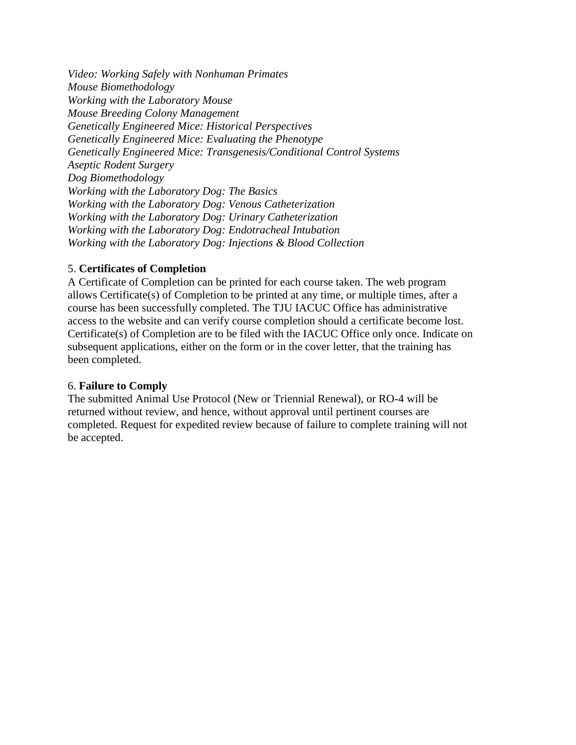*Video: Working Safely with Nonhuman Primates*
*Mouse Biomethodology*
*Working with the Laboratory Mouse*
*Mouse Breeding Colony Management*
*Genetically Engineered Mice: Historical Perspectives*
*Genetically Engineered Mice: Evaluating the Phenotype*
*Genetically Engineered Mice: Transgenesis/Conditional Control Systems*
*Aseptic Rodent Surgery*
*Dog Biomethodology*
*Working with the Laboratory Dog: The Basics*
*Working with the Laboratory Dog: Venous Catheterization*
*Working with the Laboratory Dog: Urinary Catheterization*
*Working with the Laboratory Dog: Endotracheal Intubation*
*Working with the Laboratory Dog: Injections & Blood Collection*

5. **Certificates of Completion**
A Certificate of Completion can be printed for each course taken. The web program allows Certificate(s) of Completion to be printed at any time, or multiple times, after a course has been successfully completed. The TJU IACUC Office has administrative access to the website and can verify course completion should a certificate become lost. Certificate(s) of Completion are to be filed with the IACUC Office only once. Indicate on subsequent applications, either on the form or in the cover letter, that the training has been completed.

6. **Failure to Comply**
The submitted Animal Use Protocol (New or Triennial Renewal), or RO-4 will be returned without review, and hence, without approval until pertinent courses are completed. Request for expedited review because of failure to complete training will not be accepted.